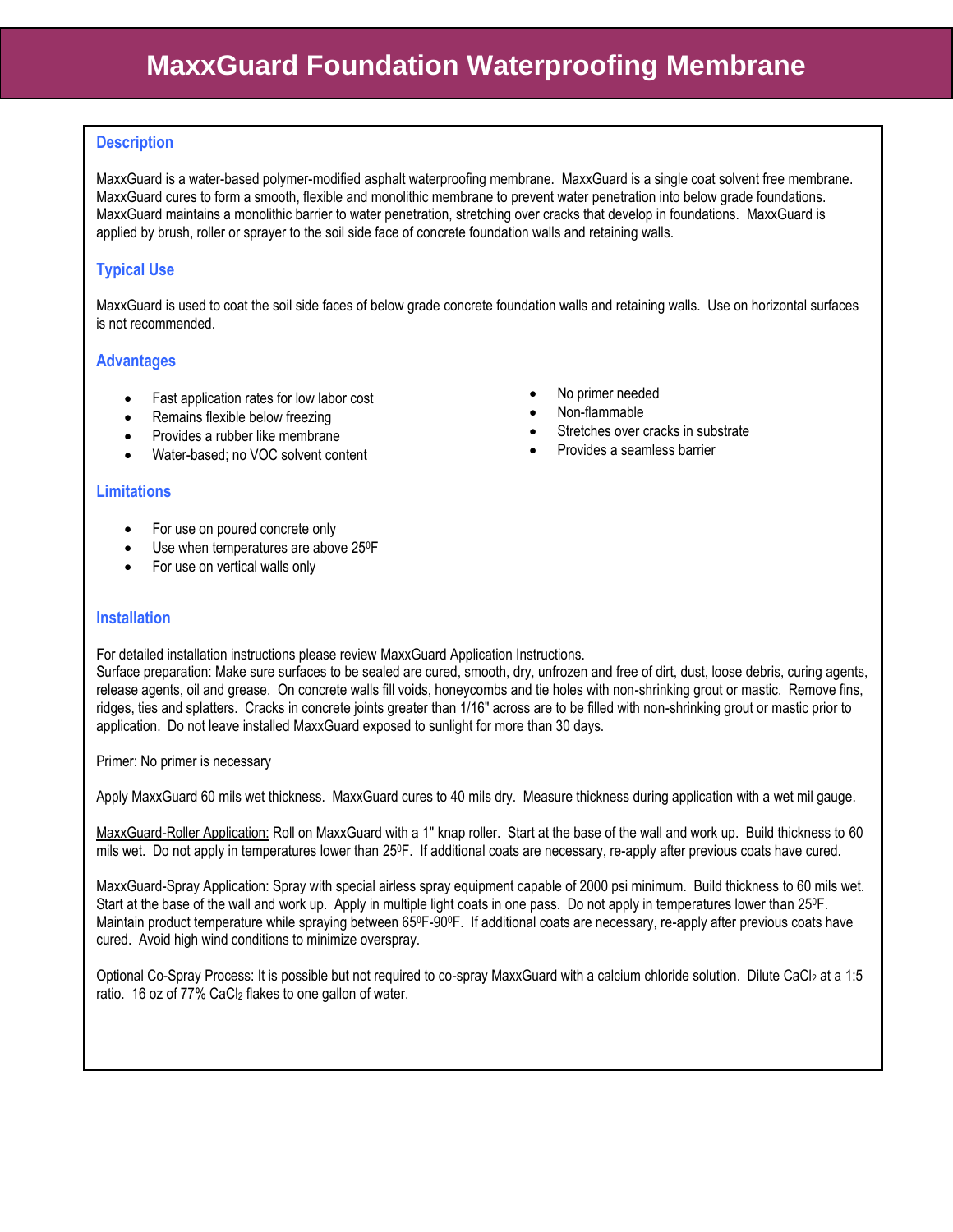# MaxxGuard Foundation Waterproofing Membrane

## Description

MaxxGuard is a water-based polymer-modified asphalt waterproofing membrane. MaxxGuard is a single coat solvent free membrane. MaxxGuard cures to form a smooth, flexible and monolithic membrane to prevent water penetration into below grade foundations. MaxxGuard maintains a monolithic barrier to water penetration, stretching over cracks that develop in foundations. MaxxGuard is applied by brush, roller or sprayer to the soil side face of concrete foundation walls and retaining walls.

## Typical Use

MaxxGuard is used to coat the soil side faces of below grade concrete foundation walls and retaining walls. Use on horizontal surfaces is not recommended.

## Advantages

- Fast application rates for low labor cost
- Remains flexible below freezing
- Provides a rubber like membrane
- Water-based; no VOC solvent content
- No primer needed
- Non-flammable
- Stretches over cracks in substrate
- Provides a seamless barrier

## Limitations

- For use on poured concrete only
- Use when temperatures are above 25$^0$F
- For use on vertical walls only

## Installation

For detailed installation instructions please review MaxxGuard Application Instructions.
Surface preparation: Make sure surfaces to be sealed are cured, smooth, dry, unfrozen and free of dirt, dust, loose debris, curing agents, release agents, oil and grease. On concrete walls fill voids, honeycombs and tie holes with non-shrinking grout or mastic. Remove fins, ridges, ties and splatters. Cracks in concrete joints greater than 1/16" across are to be filled with non-shrinking grout or mastic prior to application. Do not leave installed MaxxGuard exposed to sunlight for more than 30 days.

Primer: No primer is necessary

Apply MaxxGuard 60 mils wet thickness. MaxxGuard cures to 40 mils dry. Measure thickness during application with a wet mil gauge.

MaxxGuard-Roller Application: Roll on MaxxGuard with a 1" knap roller. Start at the base of the wall and work up. Build thickness to 60 mils wet. Do not apply in temperatures lower than 25$^0$F. If additional coats are necessary, re-apply after previous coats have cured.

MaxxGuard-Spray Application: Spray with special airless spray equipment capable of 2000 psi minimum. Build thickness to 60 mils wet. Start at the base of the wall and work up. Apply in multiple light coats in one pass. Do not apply in temperatures lower than 25$^0$F. Maintain product temperature while spraying between 65$^0$F-90$^0$F. If additional coats are necessary, re-apply after previous coats have cured. Avoid high wind conditions to minimize overspray.

Optional Co-Spray Process: It is possible but not required to co-spray MaxxGuard with a calcium chloride solution. Dilute $CaCl_2$ at a 1:5 ratio. 16 oz of 77% $CaCl_2$ flakes to one gallon of water.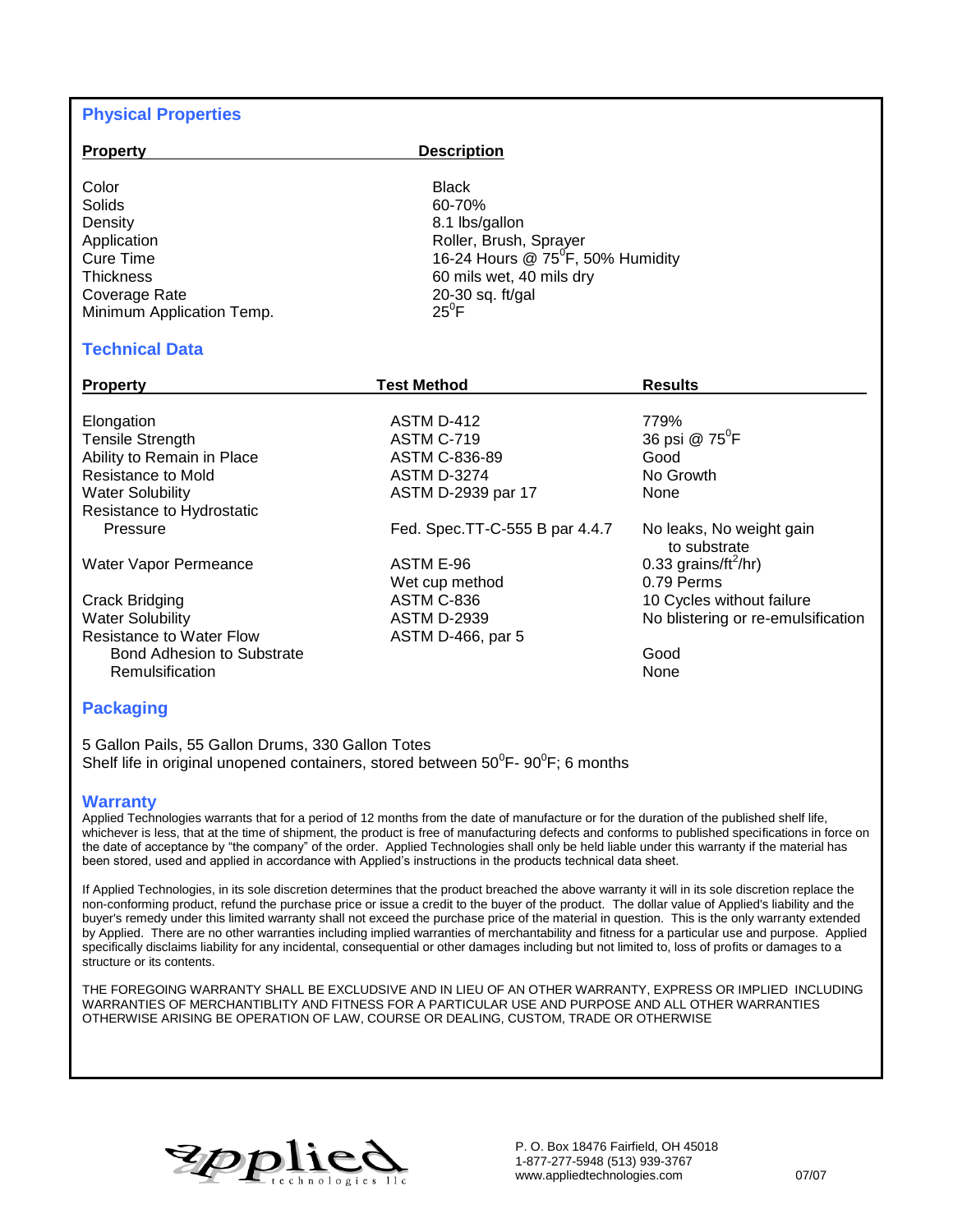## Physical Properties

| Property | Description |
| --- | --- |
| Color | Black |
| Solids | 60-70% |
| Density | 8.1 lbs/gallon |
| Application | Roller, Brush, Sprayer |
| Cure Time | 16-24 Hours @ 75$^0$F, 50% Humidity |
| Thickness | 60 mils wet, 40 mils dry |
| Coverage Rate | 20-30 sq. ft/gal |
| Minimum Application Temp. | 25$^0$F |

## Technical Data

| Property | Test Method | Results |
| --- | --- | --- |
| Elongation | ASTM D-412 | 779% |
| Tensile Strength | ASTM C-719 | 36 psi @ 75$^0$F |
| Ability to Remain in Place | ASTM C-836-89 | Good |
| Resistance to Mold | ASTM D-3274 | No Growth |
| Water Solubility | ASTM D-2939 par 17 | None |
| Resistance to Hydrostatic Pressure | Fed. Spec.TT-C-555 B par 4.4.7 | No leaks, No weight gain to substrate |
| Water Vapor Permeance | ASTM E-96 Wet cup method | 0.33 grains/ft$^2$/hr) 0.79 Perms |
| Crack Bridging | ASTM C-836 | 10 Cycles without failure |
| Water Solubility | ASTM D-2939 | No blistering or re-emulsification |
| Resistance to Water Flow | ASTM D-466, par 5 | |
| Bond Adhesion to Substrate | | Good |
| Remulsification | | None |

## Packaging

5 Gallon Pails, 55 Gallon Drums, 330 Gallon Totes
Shelf life in original unopened containers, stored between 50$^0$F- 90$^0$F; 6 months

## Warranty

Applied Technologies warrants that for a period of 12 months from the date of manufacture or for the duration of the published shelf life, whichever is less, that at the time of shipment, the product is free of manufacturing defects and conforms to published specifications in force on the date of acceptance by "the company" of the order. Applied Technologies shall only be held liable under this warranty if the material has been stored, used and applied in accordance with Applied's instructions in the products technical data sheet.

If Applied Technologies, in its sole discretion determines that the product breached the above warranty it will in its sole discretion replace the non-conforming product, refund the purchase price or issue a credit to the buyer of the product. The dollar value of Applied's liability and the buyer's remedy under this limited warranty shall not exceed the purchase price of the material in question. This is the only warranty extended by Applied. There are no other warranties including implied warranties of merchantability and fitness for a particular use and purpose. Applied specifically disclaims liability for any incidental, consequential or other damages including but not limited to, loss of profits or damages to a structure or its contents.

THE FOREGOING WARRANTY SHALL BE EXCLUDSIVE AND IN LIEU OF AN OTHER WARRANTY, EXPRESS OR IMPLIED INCLUDING WARRANTIES OF MERCHANTIBLITY AND FITNESS FOR A PARTICULAR USE AND PURPOSE AND ALL OTHER WARRANTIES OTHERWISE ARISING BE OPERATION OF LAW, COURSE OR DEALING, CUSTOM, TRADE OR OTHERWISE

applied technologies llc

P. O. Box 18476 Fairfield, OH 45018
1-877-277-5948 (513) 939-3767
www.appliedtechnologies.com

07/07